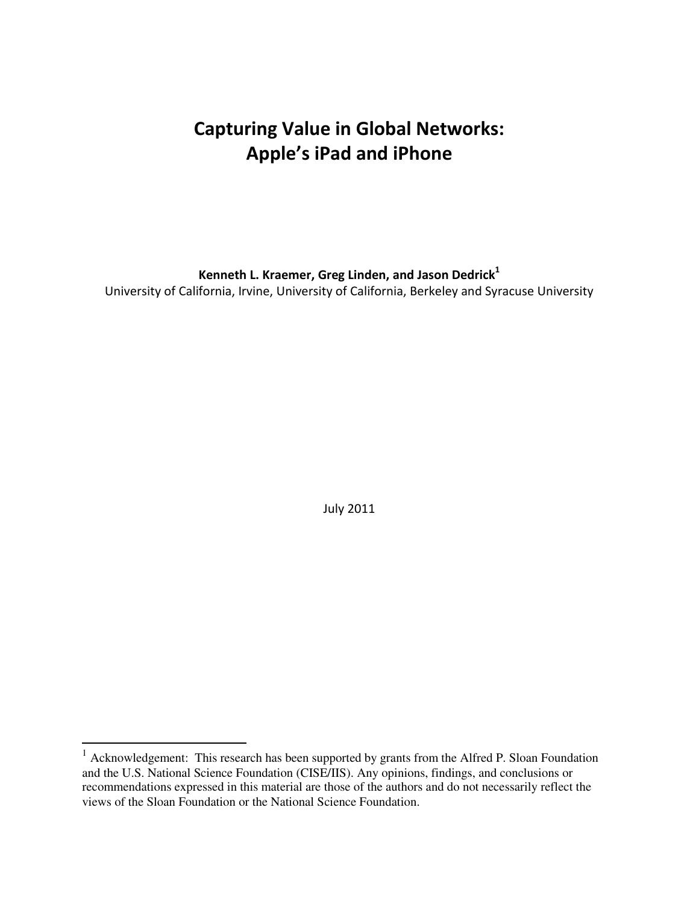# Capturing Value in Global Networks: Apple's iPad and iPhone

**Kenneth L. Kraemer, Greg Linden, and Jason Dedrick[1]**

University of California, Irvine, University of California, Berkeley and Syracuse University

July 2011

---

[1] Acknowledgement: This research has been supported by grants from the Alfred P. Sloan Foundation and the U.S. National Science Foundation (CISE/IIS). Any opinions, findings, and conclusions or recommendations expressed in this material are those of the authors and do not necessarily reflect the views of the Sloan Foundation or the National Science Foundation.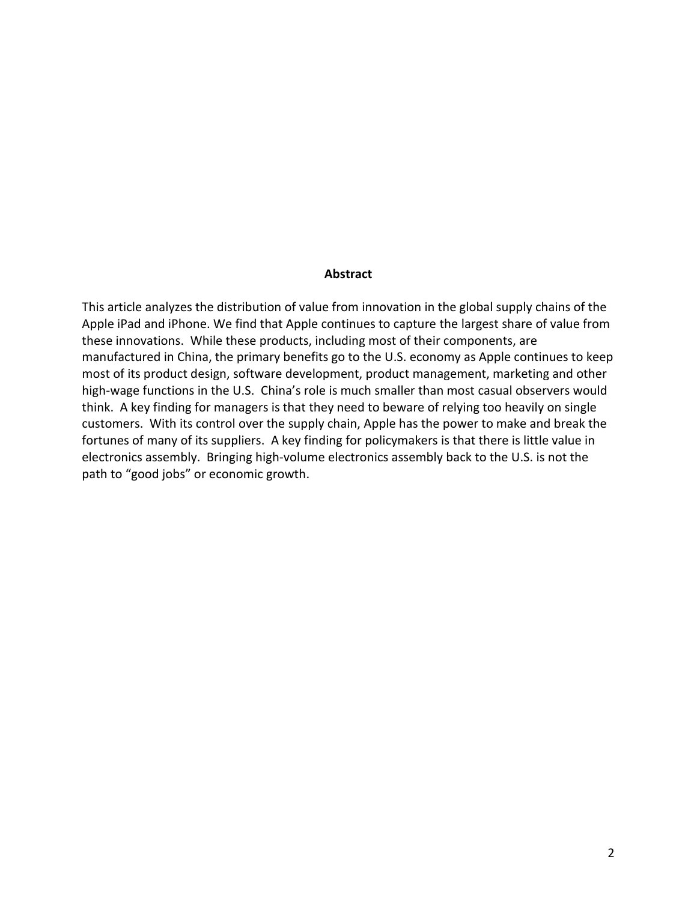## Abstract

This article analyzes the distribution of value from innovation in the global supply chains of the Apple iPad and iPhone. We find that Apple continues to capture the largest share of value from these innovations. While these products, including most of their components, are manufactured in China, the primary benefits go to the U.S. economy as Apple continues to keep most of its product design, software development, product management, marketing and other high-wage functions in the U.S. China's role is much smaller than most casual observers would think. A key finding for managers is that they need to beware of relying too heavily on single customers. With its control over the supply chain, Apple has the power to make and break the fortunes of many of its suppliers. A key finding for policymakers is that there is little value in electronics assembly. Bringing high-volume electronics assembly back to the U.S. is not the path to "good jobs" or economic growth.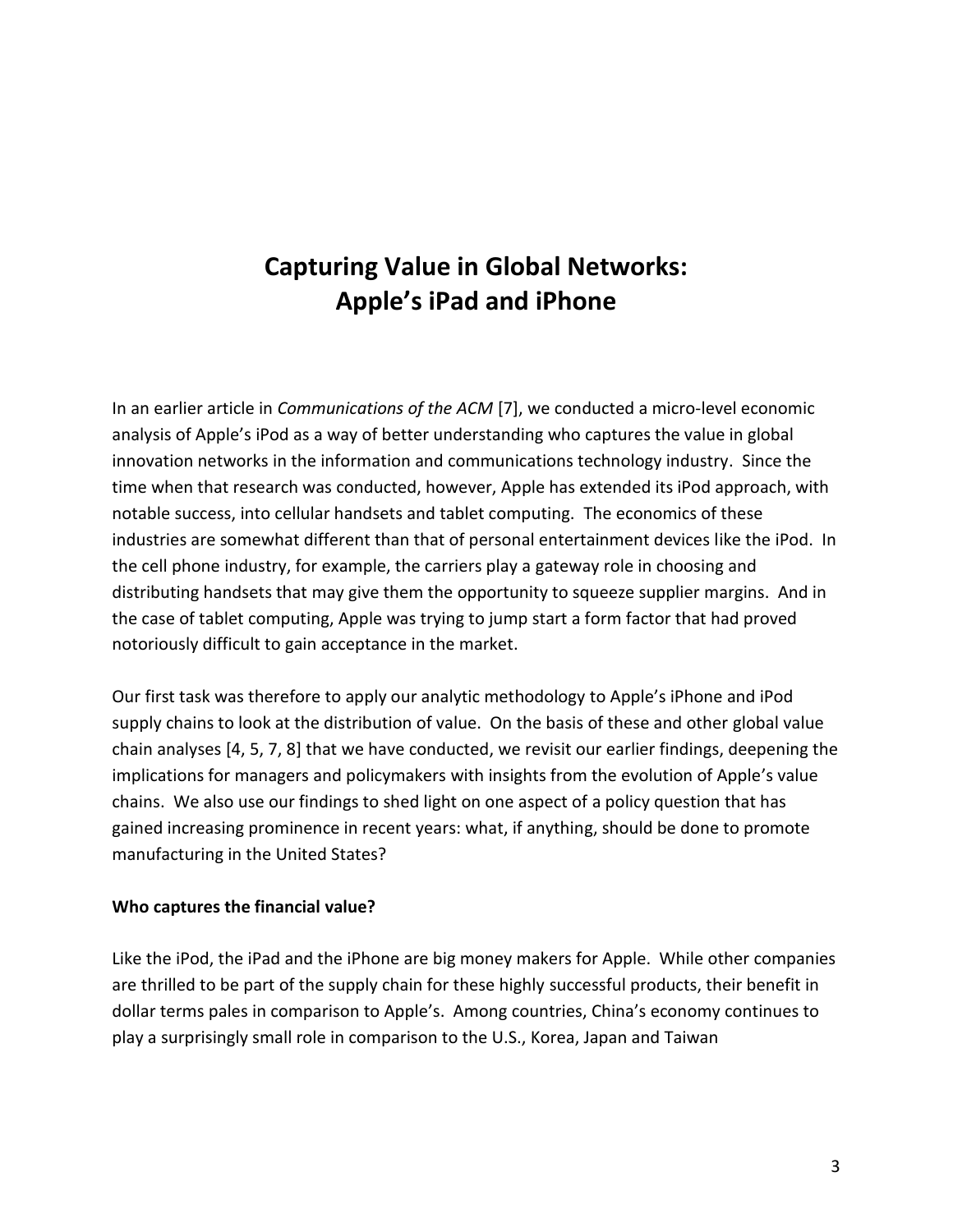# Capturing Value in Global Networks: Apple's iPad and iPhone

In an earlier article in *Communications of the ACM* [7], we conducted a micro-level economic analysis of Apple's iPod as a way of better understanding who captures the value in global innovation networks in the information and communications technology industry. Since the time when that research was conducted, however, Apple has extended its iPod approach, with notable success, into cellular handsets and tablet computing. The economics of these industries are somewhat different than that of personal entertainment devices like the iPod. In the cell phone industry, for example, the carriers play a gateway role in choosing and distributing handsets that may give them the opportunity to squeeze supplier margins. And in the case of tablet computing, Apple was trying to jump start a form factor that had proved notoriously difficult to gain acceptance in the market.

Our first task was therefore to apply our analytic methodology to Apple's iPhone and iPod supply chains to look at the distribution of value. On the basis of these and other global value chain analyses [4, 5, 7, 8] that we have conducted, we revisit our earlier findings, deepening the implications for managers and policymakers with insights from the evolution of Apple's value chains. We also use our findings to shed light on one aspect of a policy question that has gained increasing prominence in recent years: what, if anything, should be done to promote manufacturing in the United States?

**Who captures the financial value?**

Like the iPod, the iPad and the iPhone are big money makers for Apple. While other companies are thrilled to be part of the supply chain for these highly successful products, their benefit in dollar terms pales in comparison to Apple's. Among countries, China's economy continues to play a surprisingly small role in comparison to the U.S., Korea, Japan and Taiwan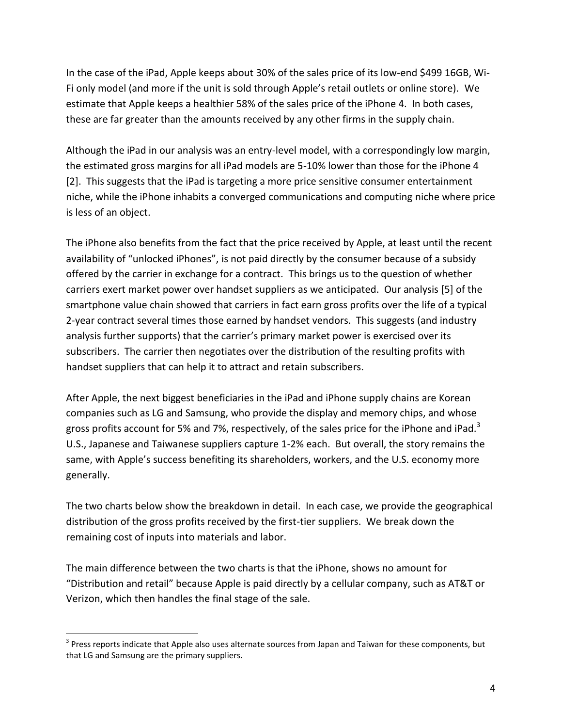In the case of the iPad, Apple keeps about 30% of the sales price of its low-end $499 16GB, Wi-Fi only model (and more if the unit is sold through Apple's retail outlets or online store). We estimate that Apple keeps a healthier 58% of the sales price of the iPhone 4. In both cases, these are far greater than the amounts received by any other firms in the supply chain.

Although the iPad in our analysis was an entry-level model, with a correspondingly low margin, the estimated gross margins for all iPad models are 5-10% lower than those for the iPhone 4 [2]. This suggests that the iPad is targeting a more price sensitive consumer entertainment niche, while the iPhone inhabits a converged communications and computing niche where price is less of an object.

The iPhone also benefits from the fact that the price received by Apple, at least until the recent availability of "unlocked iPhones", is not paid directly by the consumer because of a subsidy offered by the carrier in exchange for a contract. This brings us to the question of whether carriers exert market power over handset suppliers as we anticipated. Our analysis [5] of the smartphone value chain showed that carriers in fact earn gross profits over the life of a typical 2-year contract several times those earned by handset vendors. This suggests (and industry analysis further supports) that the carrier's primary market power is exercised over its subscribers. The carrier then negotiates over the distribution of the resulting profits with handset suppliers that can help it to attract and retain subscribers.

After Apple, the next biggest beneficiaries in the iPad and iPhone supply chains are Korean companies such as LG and Samsung, who provide the display and memory chips, and whose gross profits account for 5% and 7%, respectively, of the sales price for the iPhone and iPad.[3] U.S., Japanese and Taiwanese suppliers capture 1-2% each. But overall, the story remains the same, with Apple's success benefiting its shareholders, workers, and the U.S. economy more generally.

The two charts below show the breakdown in detail. In each case, we provide the geographical distribution of the gross profits received by the first-tier suppliers. We break down the remaining cost of inputs into materials and labor.

The main difference between the two charts is that the iPhone, shows no amount for "Distribution and retail" because Apple is paid directly by a cellular company, such as AT&T or Verizon, which then handles the final stage of the sale.

[3] Press reports indicate that Apple also uses alternate sources from Japan and Taiwan for these components, but that LG and Samsung are the primary suppliers.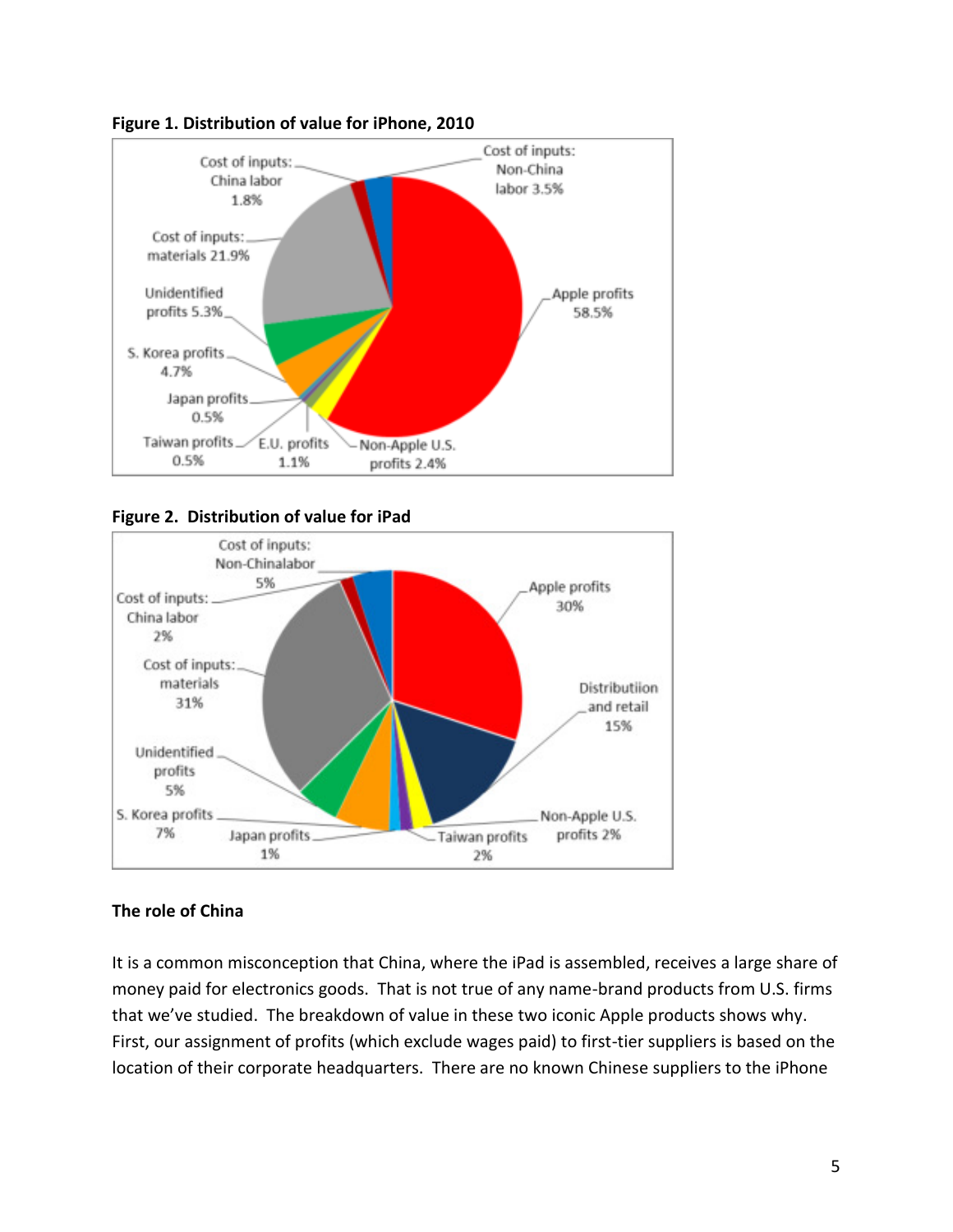**Figure 1. Distribution of value for iPhone, 2010**

**Figure 2. Distribution of value for iPad**

**The role of China**

It is a common misconception that China, where the iPad is assembled, receives a large share of money paid for electronics goods. That is not true of any name-brand products from U.S. firms that we've studied. The breakdown of value in these two iconic Apple products shows why. First, our assignment of profits (which exclude wages paid) to first-tier suppliers is based on the location of their corporate headquarters. There are no known Chinese suppliers to the iPhone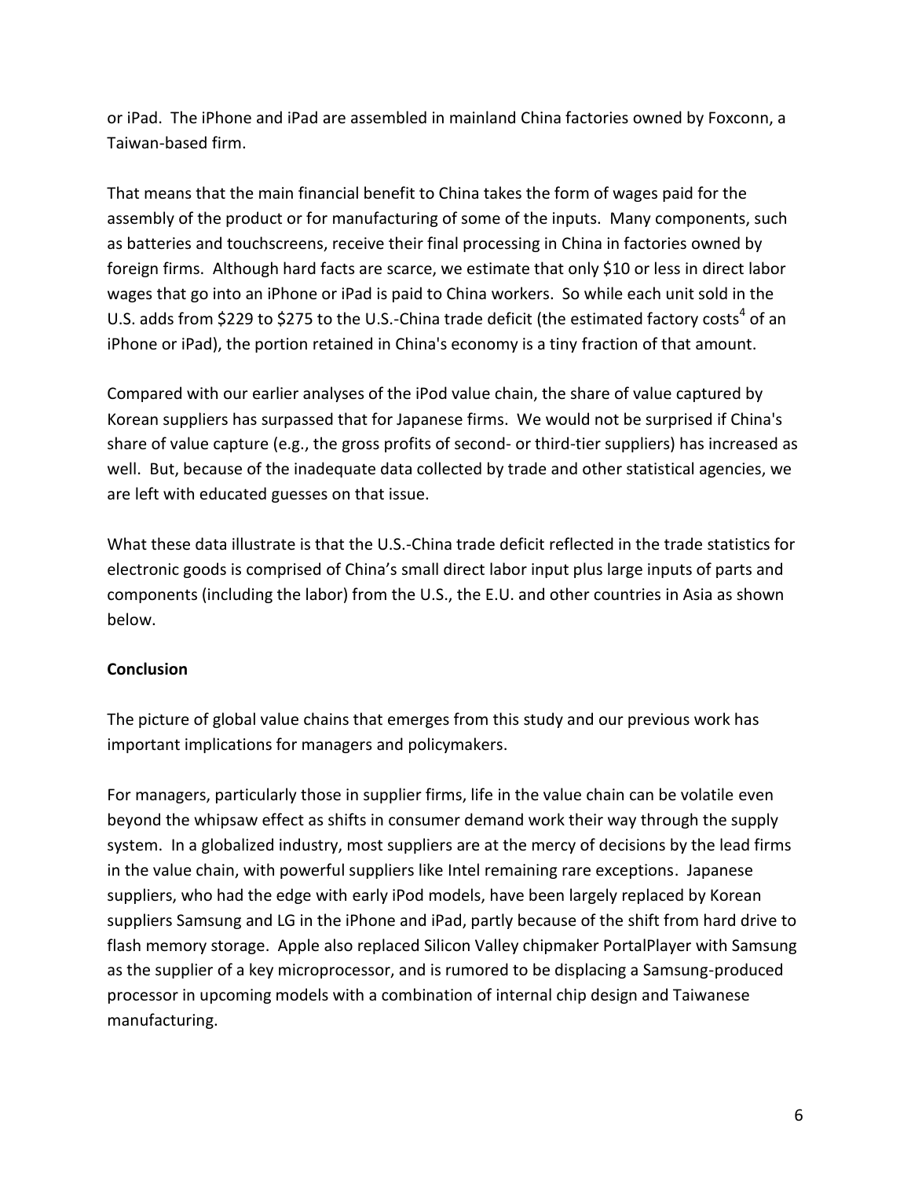or iPad. The iPhone and iPad are assembled in mainland China factories owned by Foxconn, a Taiwan-based firm.

That means that the main financial benefit to China takes the form of wages paid for the assembly of the product or for manufacturing of some of the inputs. Many components, such as batteries and touchscreens, receive their final processing in China in factories owned by foreign firms. Although hard facts are scarce, we estimate that only $10 or less in direct labor wages that go into an iPhone or iPad is paid to China workers. So while each unit sold in the U.S. adds from $229 to $275 to the U.S.-China trade deficit (the estimated factory costs[4] of an iPhone or iPad), the portion retained in China's economy is a tiny fraction of that amount.

Compared with our earlier analyses of the iPod value chain, the share of value captured by Korean suppliers has surpassed that for Japanese firms. We would not be surprised if China's share of value capture (e.g., the gross profits of second- or third-tier suppliers) has increased as well. But, because of the inadequate data collected by trade and other statistical agencies, we are left with educated guesses on that issue.

What these data illustrate is that the U.S.-China trade deficit reflected in the trade statistics for electronic goods is comprised of China's small direct labor input plus large inputs of parts and components (including the labor) from the U.S., the E.U. and other countries in Asia as shown below.

**Conclusion**

The picture of global value chains that emerges from this study and our previous work has important implications for managers and policymakers.

For managers, particularly those in supplier firms, life in the value chain can be volatile even beyond the whipsaw effect as shifts in consumer demand work their way through the supply system. In a globalized industry, most suppliers are at the mercy of decisions by the lead firms in the value chain, with powerful suppliers like Intel remaining rare exceptions. Japanese suppliers, who had the edge with early iPod models, have been largely replaced by Korean suppliers Samsung and LG in the iPhone and iPad, partly because of the shift from hard drive to flash memory storage. Apple also replaced Silicon Valley chipmaker PortalPlayer with Samsung as the supplier of a key microprocessor, and is rumored to be displacing a Samsung-produced processor in upcoming models with a combination of internal chip design and Taiwanese manufacturing.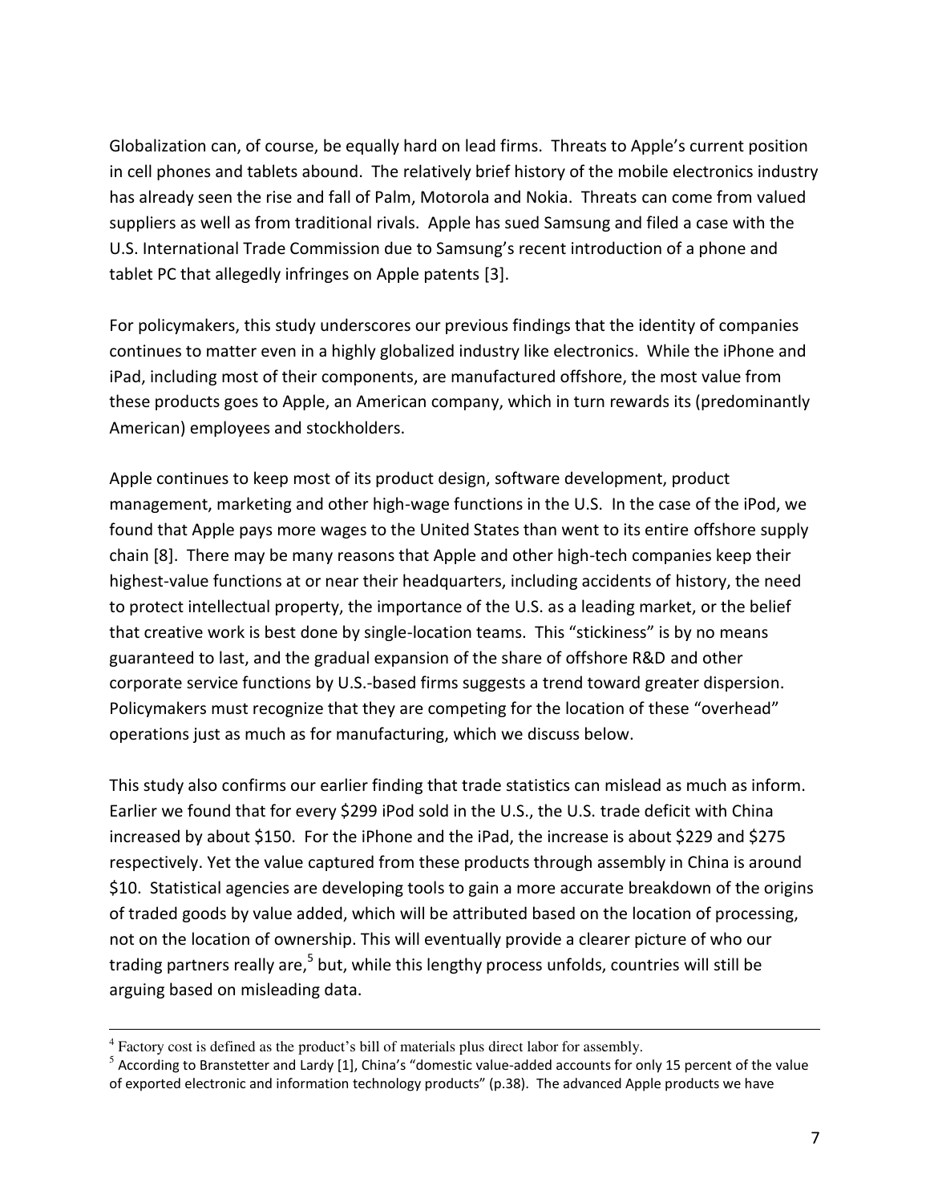Globalization can, of course, be equally hard on lead firms. Threats to Apple's current position in cell phones and tablets abound. The relatively brief history of the mobile electronics industry has already seen the rise and fall of Palm, Motorola and Nokia. Threats can come from valued suppliers as well as from traditional rivals. Apple has sued Samsung and filed a case with the U.S. International Trade Commission due to Samsung's recent introduction of a phone and tablet PC that allegedly infringes on Apple patents [3].

For policymakers, this study underscores our previous findings that the identity of companies continues to matter even in a highly globalized industry like electronics. While the iPhone and iPad, including most of their components, are manufactured offshore, the most value from these products goes to Apple, an American company, which in turn rewards its (predominantly American) employees and stockholders.

Apple continues to keep most of its product design, software development, product management, marketing and other high-wage functions in the U.S. In the case of the iPod, we found that Apple pays more wages to the United States than went to its entire offshore supply chain [8]. There may be many reasons that Apple and other high-tech companies keep their highest-value functions at or near their headquarters, including accidents of history, the need to protect intellectual property, the importance of the U.S. as a leading market, or the belief that creative work is best done by single-location teams. This "stickiness" is by no means guaranteed to last, and the gradual expansion of the share of offshore R&D and other corporate service functions by U.S.-based firms suggests a trend toward greater dispersion. Policymakers must recognize that they are competing for the location of these "overhead" operations just as much as for manufacturing, which we discuss below.

This study also confirms our earlier finding that trade statistics can mislead as much as inform. Earlier we found that for every $299 iPod sold in the U.S., the U.S. trade deficit with China increased by about $150. For the iPhone and the iPad, the increase is about $229 and $275 respectively. Yet the value captured from these products through assembly in China is around $10. Statistical agencies are developing tools to gain a more accurate breakdown of the origins of traded goods by value added, which will be attributed based on the location of processing, not on the location of ownership. This will eventually provide a clearer picture of who our trading partners really are,[5] but, while this lengthy process unfolds, countries will still be arguing based on misleading data.

---

[4] Factory cost is defined as the product's bill of materials plus direct labor for assembly.

[5] According to Branstetter and Lardy [1], China's "domestic value-added accounts for only 15 percent of the value of exported electronic and information technology products" (p.38). The advanced Apple products we have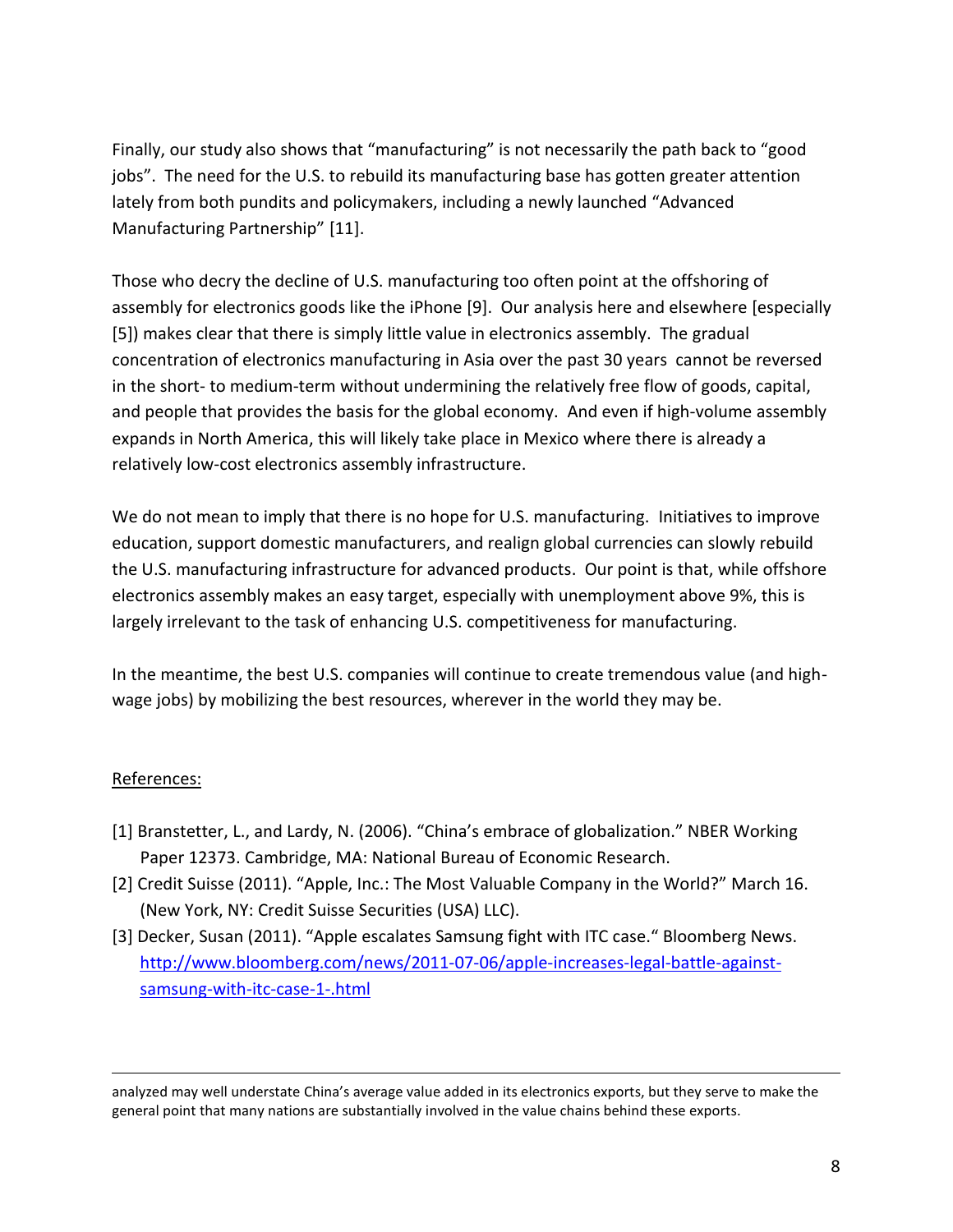Finally, our study also shows that "manufacturing" is not necessarily the path back to "good jobs". The need for the U.S. to rebuild its manufacturing base has gotten greater attention lately from both pundits and policymakers, including a newly launched "Advanced Manufacturing Partnership" [11].

Those who decry the decline of U.S. manufacturing too often point at the offshoring of assembly for electronics goods like the iPhone [9]. Our analysis here and elsewhere [especially [5]) makes clear that there is simply little value in electronics assembly. The gradual concentration of electronics manufacturing in Asia over the past 30 years cannot be reversed in the short- to medium-term without undermining the relatively free flow of goods, capital, and people that provides the basis for the global economy. And even if high-volume assembly expands in North America, this will likely take place in Mexico where there is already a relatively low-cost electronics assembly infrastructure.

We do not mean to imply that there is no hope for U.S. manufacturing. Initiatives to improve education, support domestic manufacturers, and realign global currencies can slowly rebuild the U.S. manufacturing infrastructure for advanced products. Our point is that, while offshore electronics assembly makes an easy target, especially with unemployment above 9%, this is largely irrelevant to the task of enhancing U.S. competitiveness for manufacturing.

In the meantime, the best U.S. companies will continue to create tremendous value (and high-wage jobs) by mobilizing the best resources, wherever in the world they may be.

## References:

[1] Branstetter, L., and Lardy, N. (2006). "China's embrace of globalization." NBER Working Paper 12373. Cambridge, MA: National Bureau of Economic Research.

[2] Credit Suisse (2011). "Apple, Inc.: The Most Valuable Company in the World?" March 16. (New York, NY: Credit Suisse Securities (USA) LLC).

[3] Decker, Susan (2011). "Apple escalates Samsung fight with ITC case." Bloomberg News. http://www.bloomberg.com/news/2011-07-06/apple-increases-legal-battle-against-samsung-with-itc-case-1-.html

---

analyzed may well understate China's average value added in its electronics exports, but they serve to make the general point that many nations are substantially involved in the value chains behind these exports.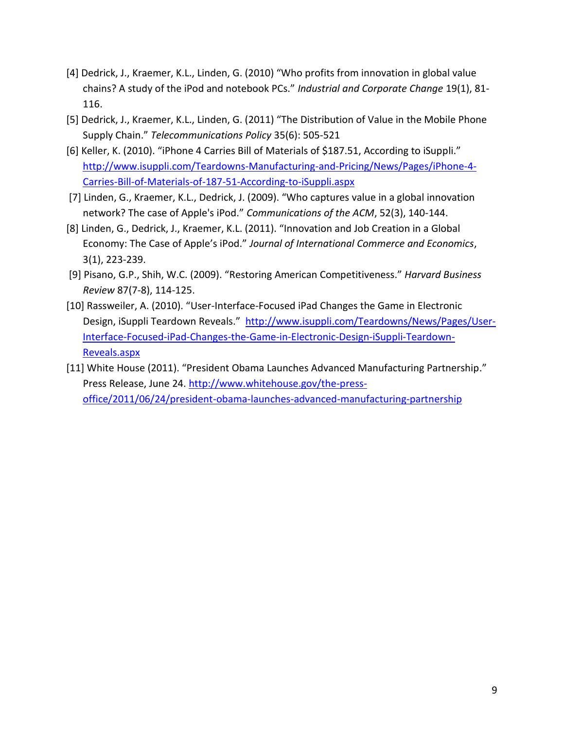[4] Dedrick, J., Kraemer, K.L., Linden, G. (2010) "Who profits from innovation in global value chains? A study of the iPod and notebook PCs." *Industrial and Corporate Change* 19(1), 81-116.

[5] Dedrick, J., Kraemer, K.L., Linden, G. (2011) "The Distribution of Value in the Mobile Phone Supply Chain." *Telecommunications Policy* 35(6): 505-521

[6] Keller, K. (2010). "iPhone 4 Carries Bill of Materials of $187.51, According to iSuppli." http://www.isuppli.com/Teardowns-Manufacturing-and-Pricing/News/Pages/iPhone-4-Carries-Bill-of-Materials-of-187-51-According-to-iSuppli.aspx

[7] Linden, G., Kraemer, K.L., Dedrick, J. (2009). "Who captures value in a global innovation network? The case of Apple's iPod." *Communications of the ACM*, 52(3), 140-144.

[8] Linden, G., Dedrick, J., Kraemer, K.L. (2011). "Innovation and Job Creation in a Global Economy: The Case of Apple's iPod." *Journal of International Commerce and Economics*, 3(1), 223-239.

[9] Pisano, G.P., Shih, W.C. (2009). "Restoring American Competitiveness." *Harvard Business Review* 87(7-8), 114-125.

[10] Rassweiler, A. (2010). "User-Interface-Focused iPad Changes the Game in Electronic Design, iSuppli Teardown Reveals." http://www.isuppli.com/Teardowns/News/Pages/User-Interface-Focused-iPad-Changes-the-Game-in-Electronic-Design-iSuppli-Teardown-Reveals.aspx

[11] White House (2011). "President Obama Launches Advanced Manufacturing Partnership." Press Release, June 24. http://www.whitehouse.gov/the-press-office/2011/06/24/president-obama-launches-advanced-manufacturing-partnership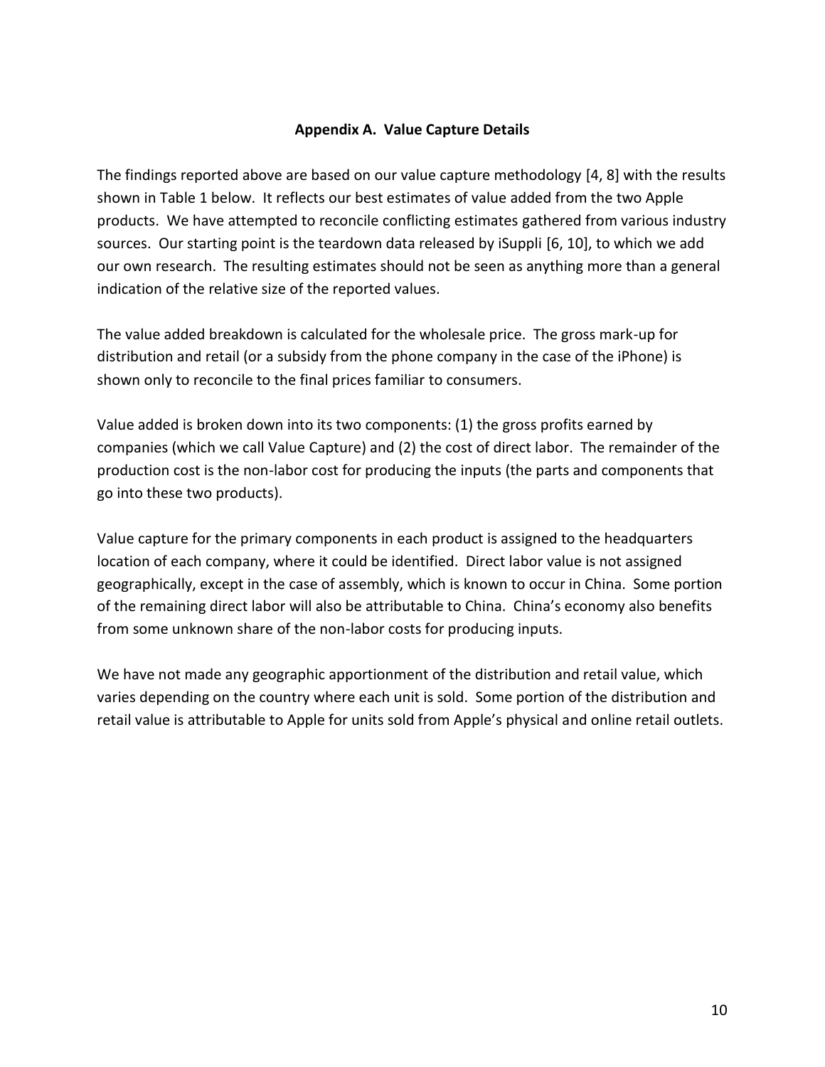## Appendix A. Value Capture Details

The findings reported above are based on our value capture methodology [4, 8] with the results shown in Table 1 below. It reflects our best estimates of value added from the two Apple products. We have attempted to reconcile conflicting estimates gathered from various industry sources. Our starting point is the teardown data released by iSuppli [6, 10], to which we add our own research. The resulting estimates should not be seen as anything more than a general indication of the relative size of the reported values.

The value added breakdown is calculated for the wholesale price. The gross mark-up for distribution and retail (or a subsidy from the phone company in the case of the iPhone) is shown only to reconcile to the final prices familiar to consumers.

Value added is broken down into its two components: (1) the gross profits earned by companies (which we call Value Capture) and (2) the cost of direct labor. The remainder of the production cost is the non-labor cost for producing the inputs (the parts and components that go into these two products).

Value capture for the primary components in each product is assigned to the headquarters location of each company, where it could be identified. Direct labor value is not assigned geographically, except in the case of assembly, which is known to occur in China. Some portion of the remaining direct labor will also be attributable to China. China's economy also benefits from some unknown share of the non-labor costs for producing inputs.

We have not made any geographic apportionment of the distribution and retail value, which varies depending on the country where each unit is sold. Some portion of the distribution and retail value is attributable to Apple for units sold from Apple's physical and online retail outlets.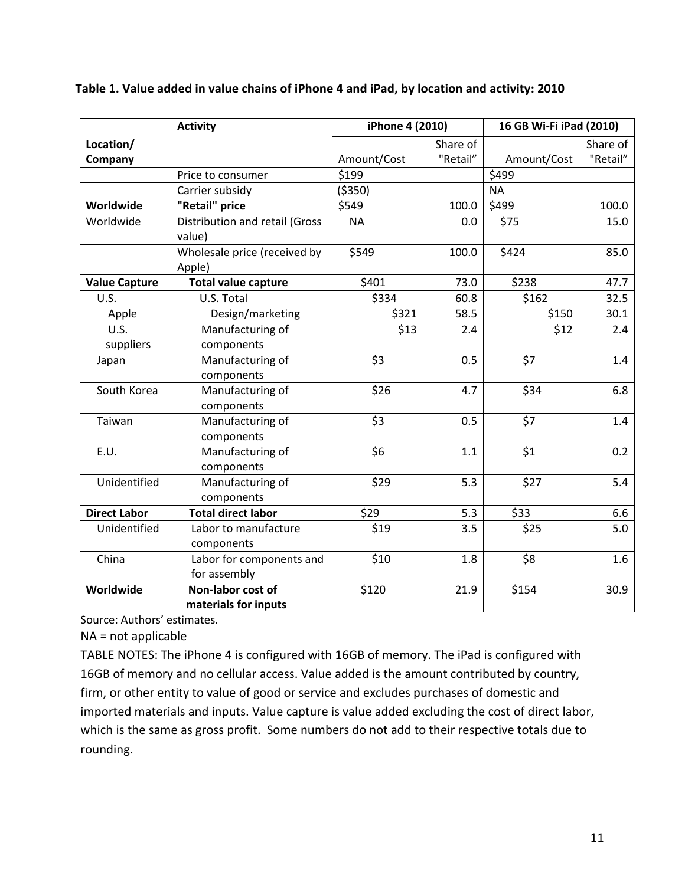**Table 1. Value added in value chains of iPhone 4 and iPad, by location and activity: 2010**

| Location/ Company | Activity | iPhone 4 (2010) | | 16 GB Wi-Fi iPad (2010) | |
|---|---|---|---|---|---|
| | | Amount/Cost | Share of "Retail" | Amount/Cost | Share of "Retail" |
| | Price to consumer | $199 | | $499 | |
| | Carrier subsidy | ($350) | | NA | |
| **Worldwide** | **"Retail" price** | $549 | 100.0 | $499 | 100.0 |
| Worldwide | Distribution and retail (Gross value) | NA | 0.0 | $75 | 15.0 |
| | Wholesale price (received by Apple) | $549 | 100.0 | $424 | 85.0 |
| **Value Capture** | **Total value capture** | $401 | 73.0 | $238 | 47.7 |
| U.S. | U.S. Total | $334 | 60.8 | $162 | 32.5 |
| Apple | Design/marketing | $321 | 58.5 | $150 | 30.1 |
| U.S. suppliers | Manufacturing of components | $13 | 2.4 | $12 | 2.4 |
| Japan | Manufacturing of components | $3 | 0.5 | $7 | 1.4 |
| South Korea | Manufacturing of components | $26 | 4.7 | $34 | 6.8 |
| Taiwan | Manufacturing of components | $3 | 0.5 | $7 | 1.4 |
| E.U. | Manufacturing of components | $6 | 1.1 | $1 | 0.2 |
| Unidentified | Manufacturing of components | $29 | 5.3 | $27 | 5.4 |
| **Direct Labor** | **Total direct labor** | $29 | 5.3 | $33 | 6.6 |
| Unidentified | Labor to manufacture components | $19 | 3.5 | $25 | 5.0 |
| China | Labor for components and for assembly | $10 | 1.8 | $8 | 1.6 |
| **Worldwide** | **Non-labor cost of materials for inputs** | $120 | 21.9 | $154 | 30.9 |

Source: Authors' estimates.

NA = not applicable

TABLE NOTES: The iPhone 4 is configured with 16GB of memory. The iPad is configured with 16GB of memory and no cellular access. Value added is the amount contributed by country, firm, or other entity to value of good or service and excludes purchases of domestic and imported materials and inputs. Value capture is value added excluding the cost of direct labor, which is the same as gross profit. Some numbers do not add to their respective totals due to rounding.